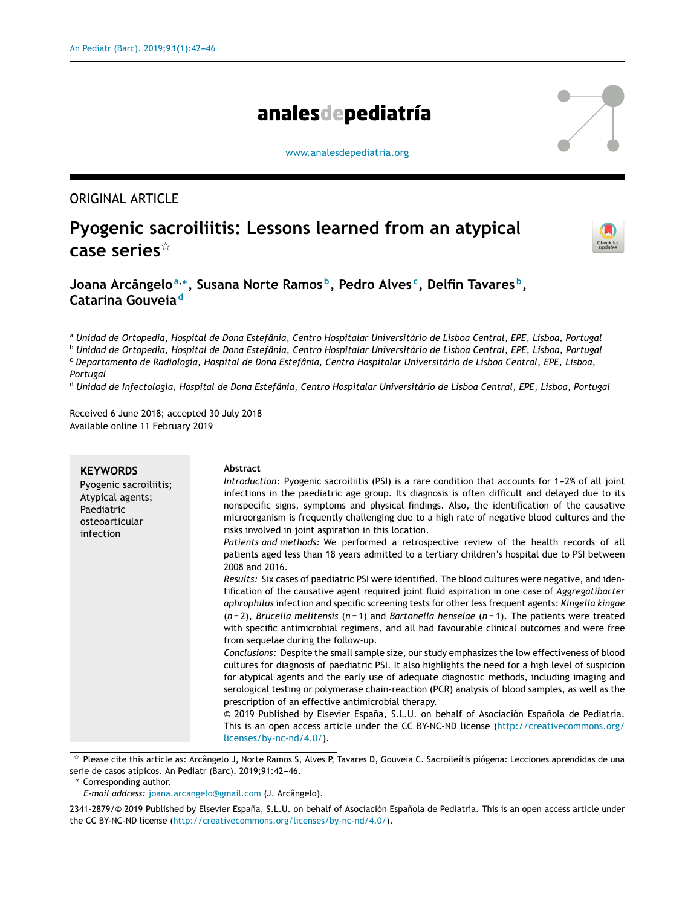ORIGINAL ARTICLE

# Pyogenic sacroiliitis: Lessons learned from an atypical case series[☆]

**Joana Arcângelo[a,*], Susana Norte Ramos[b], Pedro Alves[c], Delfin Tavares[b], Catarina Gouveia[d]**

[a] *Unidad de Ortopedia, Hospital de Dona Estefânia, Centro Hospitalar Universitário de Lisboa Central, EPE, Lisboa, Portugal*
[b] *Unidad de Ortopedia, Hospital de Dona Estefânia, Centro Hospitalar Universitário de Lisboa Central, EPE, Lisboa, Portugal*
[c] *Departamento de Radiología, Hospital de Dona Estefânia, Centro Hospitalar Universitário de Lisboa Central, EPE, Lisboa, Portugal*
[d] *Unidad de Infectología, Hospital de Dona Estefânia, Centro Hospitalar Universitário de Lisboa Central, EPE, Lisboa, Portugal*

Received 6 June 2018; accepted 30 July 2018
Available online 11 February 2019

**KEYWORDS**
Pyogenic sacroiliitis;
Atypical agents;
Paediatric osteoarticular infection

**Abstract**

*Introduction:* Pyogenic sacroiliitis (PSI) is a rare condition that accounts for 1–2% of all joint infections in the paediatric age group. Its diagnosis is often difficult and delayed due to its nonspecific signs, symptoms and physical findings. Also, the identification of the causative microorganism is frequently challenging due to a high rate of negative blood cultures and the risks involved in joint aspiration in this location.

*Patients and methods:* We performed a retrospective review of the health records of all patients aged less than 18 years admitted to a tertiary children's hospital due to PSI between 2008 and 2016.

*Results:* Six cases of paediatric PSI were identified. The blood cultures were negative, and identification of the causative agent required joint fluid aspiration in one case of *Aggregatibacter aphrophilus* infection and specific screening tests for other less frequent agents: *Kingella kingae* ($n = 2$), *Brucella melitensis* ($n = 1$) and *Bartonella henselae* ($n = 1$). The patients were treated with specific antimicrobial regimens, and all had favourable clinical outcomes and were free from sequelae during the follow-up.

*Conclusions:* Despite the small sample size, our study emphasizes the low effectiveness of blood cultures for diagnosis of paediatric PSI. It also highlights the need for a high level of suspicion for atypical agents and the early use of adequate diagnostic methods, including imaging and serological testing or polymerase chain-reaction (PCR) analysis of blood samples, as well as the prescription of an effective antimicrobial therapy.

© 2019 Published by Elsevier España, S.L.U. on behalf of Asociación Española de Pediatría. This is an open access article under the CC BY-NC-ND license (http://creativecommons.org/licenses/by-nc-nd/4.0/).

☆ Please cite this article as: Arcângelo J, Norte Ramos S, Alves P, Tavares D, Gouveia C. Sacroileítis piógena: Lecciones aprendidas de una serie de casos atípicos. An Pediatr (Barc). 2019;91:42–46.

\* Corresponding author.
*E-mail address:* joana.arcangelo@gmail.com (J. Arcângelo).

2341-2879/© 2019 Published by Elsevier España, S.L.U. on behalf of Asociación Española de Pediatría. This is an open access article under the CC BY-NC-ND license (http://creativecommons.org/licenses/by-nc-nd/4.0/).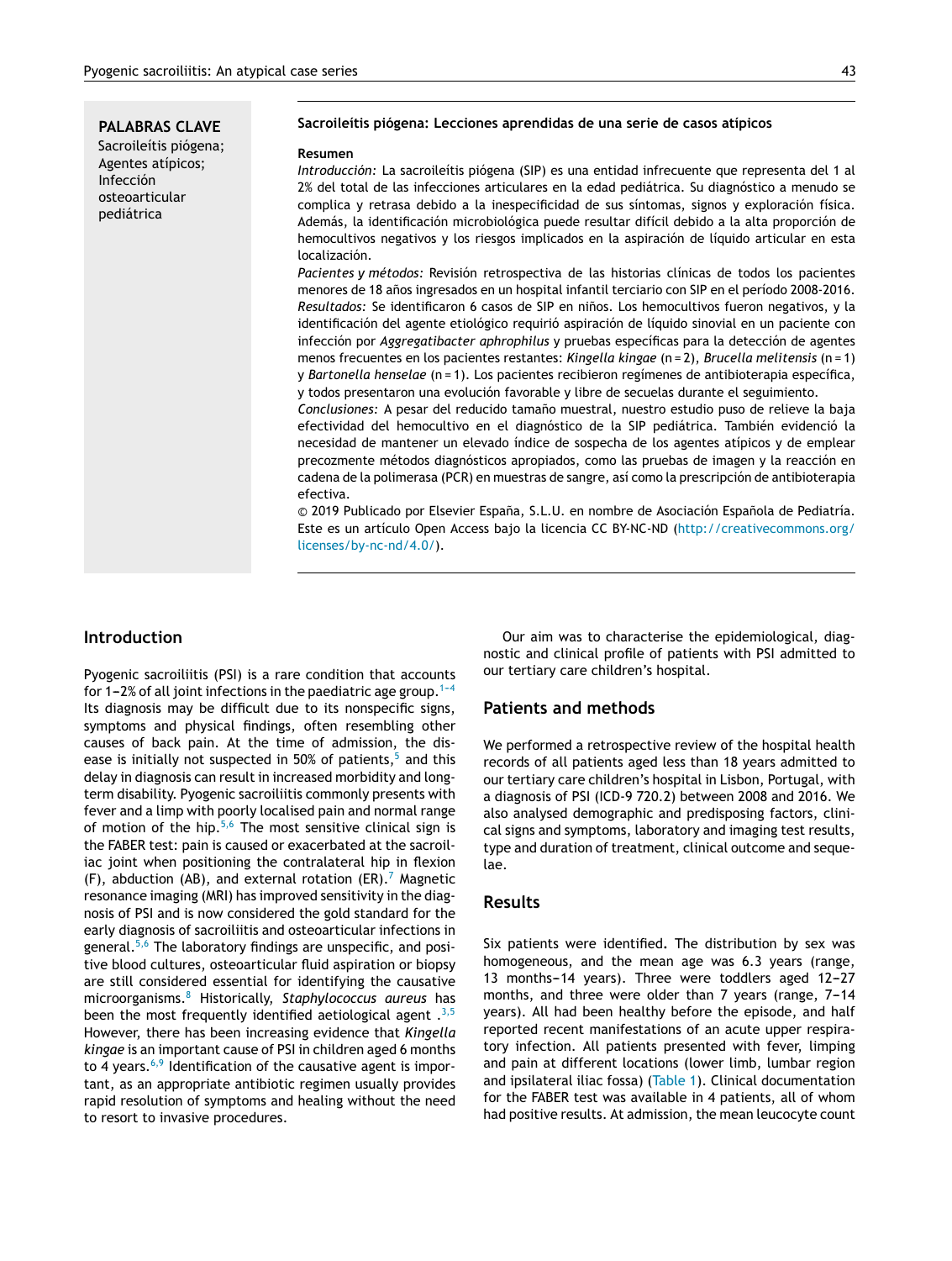**PALABRAS CLAVE**
Sacroileítis piógena;
Agentes atípicos;
Infección osteoarticular pediátrica

**Sacroileítis piógena: Lecciones aprendidas de una serie de casos atípicos**

**Resumen**

*Introducción:* La sacroileítis piógena (SIP) es una entidad infrecuente que representa del 1 al 2% del total de las infecciones articulares en la edad pediátrica. Su diagnóstico a menudo se complica y retrasa debido a la inespecificidad de sus síntomas, signos y exploración física. Además, la identificación microbiológica puede resultar difícil debido a la alta proporción de hemocultivos negativos y los riesgos implicados en la aspiración de líquido articular en esta localización.

*Pacientes y métodos:* Revisión retrospectiva de las historias clínicas de todos los pacientes menores de 18 años ingresados en un hospital infantil terciario con SIP en el período 2008-2016.

*Resultados:* Se identificaron 6 casos de SIP en niños. Los hemocultivos fueron negativos, y la identificación del agente etiológico requirió aspiración de líquido sinovial en un paciente con infección por *Aggregatibacter aphrophilus* y pruebas específicas para la detección de agentes menos frecuentes en los pacientes restantes: *Kingella kingae* (n = 2), *Brucella melitensis* (n = 1) y *Bartonella henselae* (n = 1). Los pacientes recibieron regímenes de antibioterapia específica, y todos presentaron una evolución favorable y libre de secuelas durante el seguimiento.

*Conclusiones:* A pesar del reducido tamaño muestral, nuestro estudio puso de relieve la baja efectividad del hemocultivo en el diagnóstico de la SIP pediátrica. También evidenció la necesidad de mantener un elevado índice de sospecha de los agentes atípicos y de emplear precozmente métodos diagnósticos apropiados, como las pruebas de imagen y la reacción en cadena de la polimerasa (PCR) en muestras de sangre, así como la prescripción de antibioterapia efectiva.

© 2019 Publicado por Elsevier España, S.L.U. en nombre de Asociación Española de Pediatría. Este es un artículo Open Access bajo la licencia CC BY-NC-ND (http://creativecommons.org/licenses/by-nc-nd/4.0/).

## Introduction

Pyogenic sacroiliitis (PSI) is a rare condition that accounts for 1–2% of all joint infections in the paediatric age group.[1–4] Its diagnosis may be difficult due to its nonspecific signs, symptoms and physical findings, often resembling other causes of back pain. At the time of admission, the disease is initially not suspected in 50% of patients,[5] and this delay in diagnosis can result in increased morbidity and long-term disability. Pyogenic sacroiliitis commonly presents with fever and a limp with poorly localised pain and normal range of motion of the hip.[5,6] The most sensitive clinical sign is the FABER test: pain is caused or exacerbated at the sacroiliac joint when positioning the contralateral hip in flexion (F), abduction (AB), and external rotation (ER).[7] Magnetic resonance imaging (MRI) has improved sensitivity in the diagnosis of PSI and is now considered the gold standard for the early diagnosis of sacroiliitis and osteoarticular infections in general.[5,6] The laboratory findings are unspecific, and positive blood cultures, osteoarticular fluid aspiration or biopsy are still considered essential for identifying the causative microorganisms.[8] Historically, *Staphylococcus aureus* has been the most frequently identified aetiological agent .[3,5] However, there has been increasing evidence that *Kingella kingae* is an important cause of PSI in children aged 6 months to 4 years.[6,9] Identification of the causative agent is important, as an appropriate antibiotic regimen usually provides rapid resolution of symptoms and healing without the need to resort to invasive procedures.

Our aim was to characterise the epidemiological, diagnostic and clinical profile of patients with PSI admitted to our tertiary care children's hospital.

## Patients and methods

We performed a retrospective review of the hospital health records of all patients aged less than 18 years admitted to our tertiary care children's hospital in Lisbon, Portugal, with a diagnosis of PSI (ICD-9 720.2) between 2008 and 2016. We also analysed demographic and predisposing factors, clinical signs and symptoms, laboratory and imaging test results, type and duration of treatment, clinical outcome and sequelae.

## Results

Six patients were identified**.** The distribution by sex was homogeneous, and the mean age was 6.3 years (range, 13 months–14 years). Three were toddlers aged 12–27 months, and three were older than 7 years (range, 7–14 years). All had been healthy before the episode, and half reported recent manifestations of an acute upper respiratory infection. All patients presented with fever, limping and pain at different locations (lower limb, lumbar region and ipsilateral iliac fossa) (Table 1). Clinical documentation for the FABER test was available in 4 patients, all of whom had positive results. At admission, the mean leucocyte count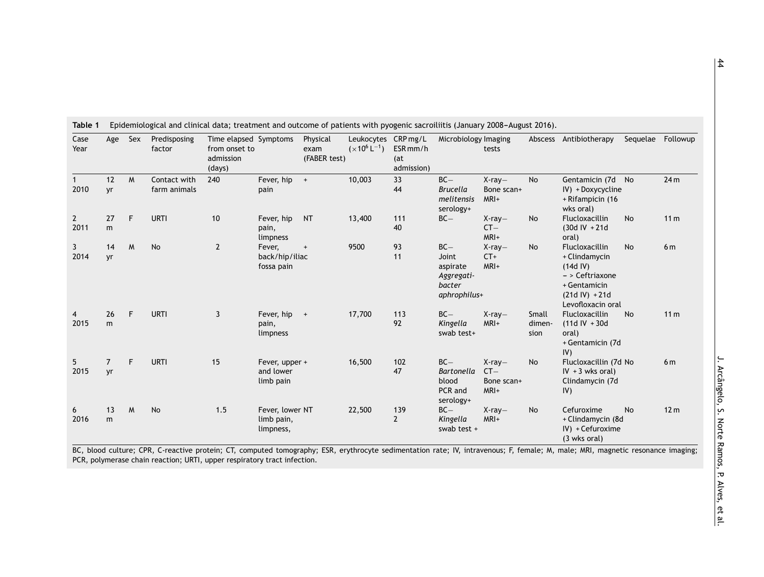**Table 1** Epidemiological and clinical data; treatment and outcome of patients with pyogenic sacroiliitis (January 2008–August 2016).

| Case Year | Age | Sex | Predisposing factor | Time elapsed from onset to admission (days) | Symptoms | Physical exam (FABER test) | Leukocytes ($\times 10^6$ L$^{-1}$) | CRP mg/L ESR mm/h (at admission) | Microbiology | Imaging tests | Abscess | Antibiotherapy | Sequelae | Followup |
|---|---|---|---|---|---|---|---|---|---|---|---|---|---|---|
| 1 2010 | 12 yr | M | Contact with farm animals | 240 | Fever, hip pain | + | 10,003 | 33 44 | BC− *Brucella melitensis* serology+ | X-ray− Bone scan+ MRI+ | No | Gentamicin (7d IV) + Doxycycline + Rifampicin (16 wks oral) | No | 24 m |
| 2 2011 | 27 m | F | URTI | 10 | Fever, hip pain, limpness | NT | 13,400 | 111 40 | BC− | X-ray− CT− MRI+ | No | Flucloxacillin (30d IV + 21d oral) | No | 11 m |
| 3 2014 | 14 yr | M | No | 2 | Fever, back/hip/iliac fossa pain | + | 9500 | 93 11 | BC− Joint aspirate *Aggregatibacter aphrophilus*+ | X-ray− CT+ MRI+ | No | Flucloxacillin + Clindamycin (14d IV) − > Ceftriaxone + Gentamicin (21d IV) + 21d Levofloxacin oral | No | 6 m |
| 4 2015 | 26 m | F | URTI | 3 | Fever, hip pain, limpness | + | 17,700 | 113 92 | BC− *Kingella* swab test+ | X-ray− MRI+ | Small dimension | Flucloxacillin (11d IV + 30d oral) + Gentamicin (7d IV) | No | 11 m |
| 5 2015 | 7 yr | F | URTI | 15 | Fever, upper and lower limb pain | + | 16,500 | 102 47 | BC− *Bartonella* blood PCR and serology+ | X-ray− CT− Bone scan+ MRI+ | No | Flucloxacillin (7d IV + 3 wks oral) Clindamycin (7d IV) | No | 6 m |
| 6 2016 | 13 m | M | No | 1.5 | Fever, lower limb pain, limpness, | NT | 22,500 | 139 2 | BC− *Kingella* swab test + | X-ray− MRI+ | No | Cefuroxime + Clindamycin (8d IV) + Cefuroxime (3 wks oral) | No | 12 m |

BC, blood culture; CPR, C-reactive protein; CT, computed tomography; ESR, erythrocyte sedimentation rate; IV, intravenous; F, female; M, male; MRI, magnetic resonance imaging; PCR, polymerase chain reaction; URTI, upper respiratory tract infection.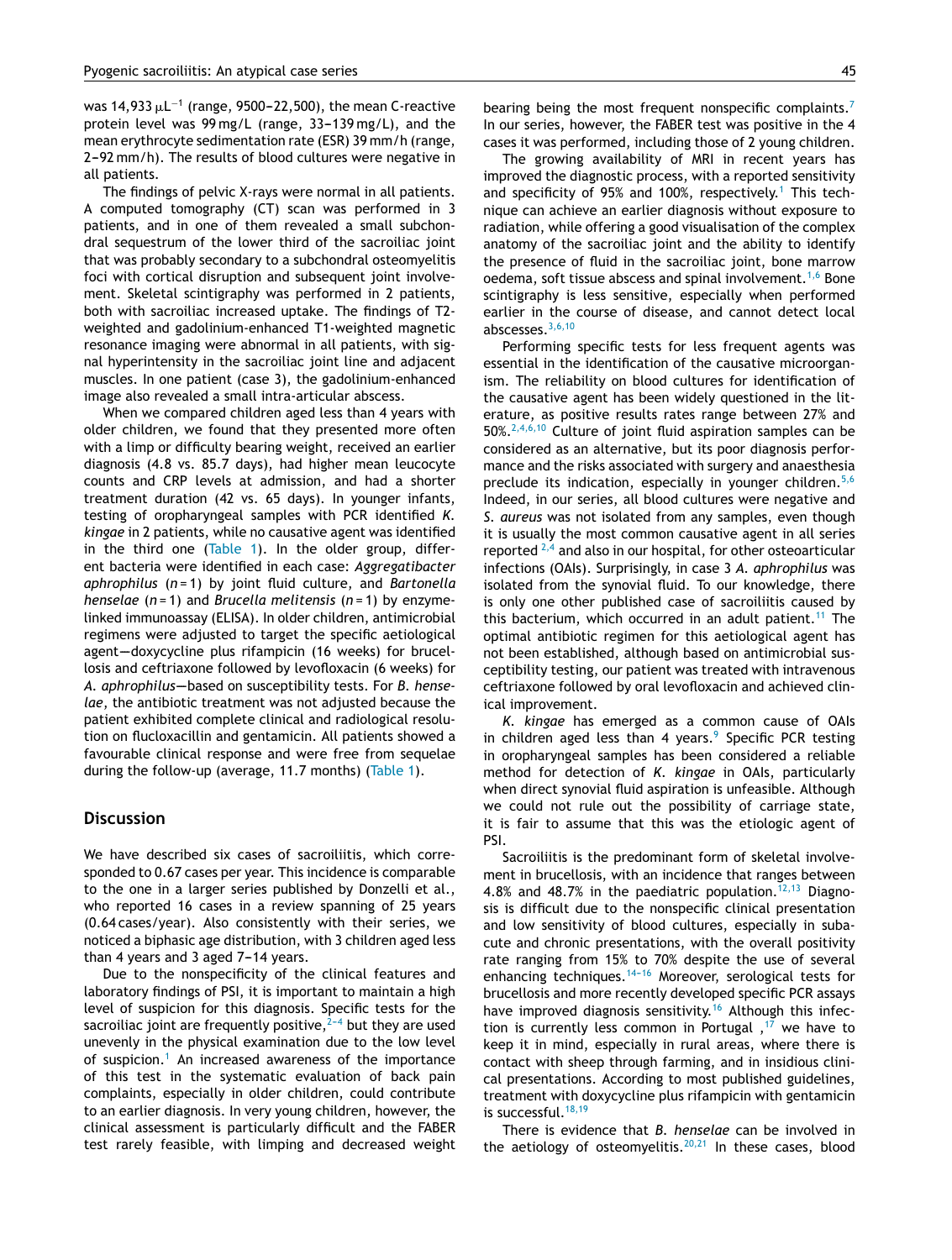was 14,933 $\mu L^{-1}$ (range, 9500–22,500), the mean C-reactive protein level was 99 mg/L (range, 33–139 mg/L), and the mean erythrocyte sedimentation rate (ESR) 39 mm/h (range, 2–92 mm/h). The results of blood cultures were negative in all patients.

The findings of pelvic X-rays were normal in all patients. A computed tomography (CT) scan was performed in 3 patients, and in one of them revealed a small subchondral sequestrum of the lower third of the sacroiliac joint that was probably secondary to a subchondral osteomyelitis foci with cortical disruption and subsequent joint involvement. Skeletal scintigraphy was performed in 2 patients, both with sacroiliac increased uptake. The findings of T2-weighted and gadolinium-enhanced T1-weighted magnetic resonance imaging were abnormal in all patients, with signal hyperintensity in the sacroiliac joint line and adjacent muscles. In one patient (case 3), the gadolinium-enhanced image also revealed a small intra-articular abscess.

When we compared children aged less than 4 years with older children, we found that they presented more often with a limp or difficulty bearing weight, received an earlier diagnosis (4.8 vs. 85.7 days), had higher mean leucocyte counts and CRP levels at admission, and had a shorter treatment duration (42 vs. 65 days). In younger infants, testing of oropharyngeal samples with PCR identified *K. kingae* in 2 patients, while no causative agent was identified in the third one (Table 1). In the older group, different bacteria were identified in each case: *Aggregatibacter aphrophilus* (n = 1) by joint fluid culture, and *Bartonella henselae* (n = 1) and *Brucella melitensis* (n = 1) by enzyme-linked immunoassay (ELISA). In older children, antimicrobial regimens were adjusted to target the specific aetiological agent—doxycycline plus rifampicin (16 weeks) for brucellosis and ceftriaxone followed by levofloxacin (6 weeks) for *A. aphrophilus*—based on susceptibility tests. For *B. henselae*, the antibiotic treatment was not adjusted because the patient exhibited complete clinical and radiological resolution on flucloxacillin and gentamicin. All patients showed a favourable clinical response and were free from sequelae during the follow-up (average, 11.7 months) (Table 1).

## Discussion

We have described six cases of sacroiliitis, which corresponded to 0.67 cases per year. This incidence is comparable to the one in a larger series published by Donzelli et al., who reported 16 cases in a review spanning of 25 years (0.64 cases/year). Also consistently with their series, we noticed a biphasic age distribution, with 3 children aged less than 4 years and 3 aged 7–14 years.

Due to the nonspecificity of the clinical features and laboratory findings of PSI, it is important to maintain a high level of suspicion for this diagnosis. Specific tests for the sacroiliac joint are frequently positive,[2–4] but they are used unevenly in the physical examination due to the low level of suspicion.[1] An increased awareness of the importance of this test in the systematic evaluation of back pain complaints, especially in older children, could contribute to an earlier diagnosis. In very young children, however, the clinical assessment is particularly difficult and the FABER test rarely feasible, with limping and decreased weight bearing being the most frequent nonspecific complaints.[7] In our series, however, the FABER test was positive in the 4 cases it was performed, including those of 2 young children.

The growing availability of MRI in recent years has improved the diagnostic process, with a reported sensitivity and specificity of 95% and 100%, respectively.[1] This technique can achieve an earlier diagnosis without exposure to radiation, while offering a good visualisation of the complex anatomy of the sacroiliac joint and the ability to identify the presence of fluid in the sacroiliac joint, bone marrow oedema, soft tissue abscess and spinal involvement.[1,6] Bone scintigraphy is less sensitive, especially when performed earlier in the course of disease, and cannot detect local abscesses.[3,6,10]

Performing specific tests for less frequent agents was essential in the identification of the causative microorganism. The reliability on blood cultures for identification of the causative agent has been widely questioned in the literature, as positive results rates range between 27% and 50%.[2,4,6,10] Culture of joint fluid aspiration samples can be considered as an alternative, but its poor diagnosis performance and the risks associated with surgery and anaesthesia preclude its indication, especially in younger children.[5,6] Indeed, in our series, all blood cultures were negative and *S. aureus* was not isolated from any samples, even though it is usually the most common causative agent in all series reported [2,4] and also in our hospital, for other osteoarticular infections (OAIs). Surprisingly, in case 3 *A. aphrophilus* was isolated from the synovial fluid. To our knowledge, there is only one other published case of sacroiliitis caused by this bacterium, which occurred in an adult patient.[11] The optimal antibiotic regimen for this aetiological agent has not been established, although based on antimicrobial susceptibility testing, our patient was treated with intravenous ceftriaxone followed by oral levofloxacin and achieved clinical improvement.

*K. kingae* has emerged as a common cause of OAIs in children aged less than 4 years.[9] Specific PCR testing in oropharyngeal samples has been considered a reliable method for detection of *K. kingae* in OAIs, particularly when direct synovial fluid aspiration is unfeasible. Although we could not rule out the possibility of carriage state, it is fair to assume that this was the etiologic agent of PSI.

Sacroiliitis is the predominant form of skeletal involvement in brucellosis, with an incidence that ranges between 4.8% and 48.7% in the paediatric population.[12,13] Diagnosis is difficult due to the nonspecific clinical presentation and low sensitivity of blood cultures, especially in subacute and chronic presentations, with the overall positivity rate ranging from 15% to 70% despite the use of several enhancing techniques.[14–16] Moreover, serological tests for brucellosis and more recently developed specific PCR assays have improved diagnosis sensitivity.[16] Although this infection is currently less common in Portugal ,[17] we have to keep it in mind, especially in rural areas, where there is contact with sheep through farming, and in insidious clinical presentations. According to most published guidelines, treatment with doxycycline plus rifampicin with gentamicin is successful.[18,19]

There is evidence that *B. henselae* can be involved in the aetiology of osteomyelitis.[20,21] In these cases, blood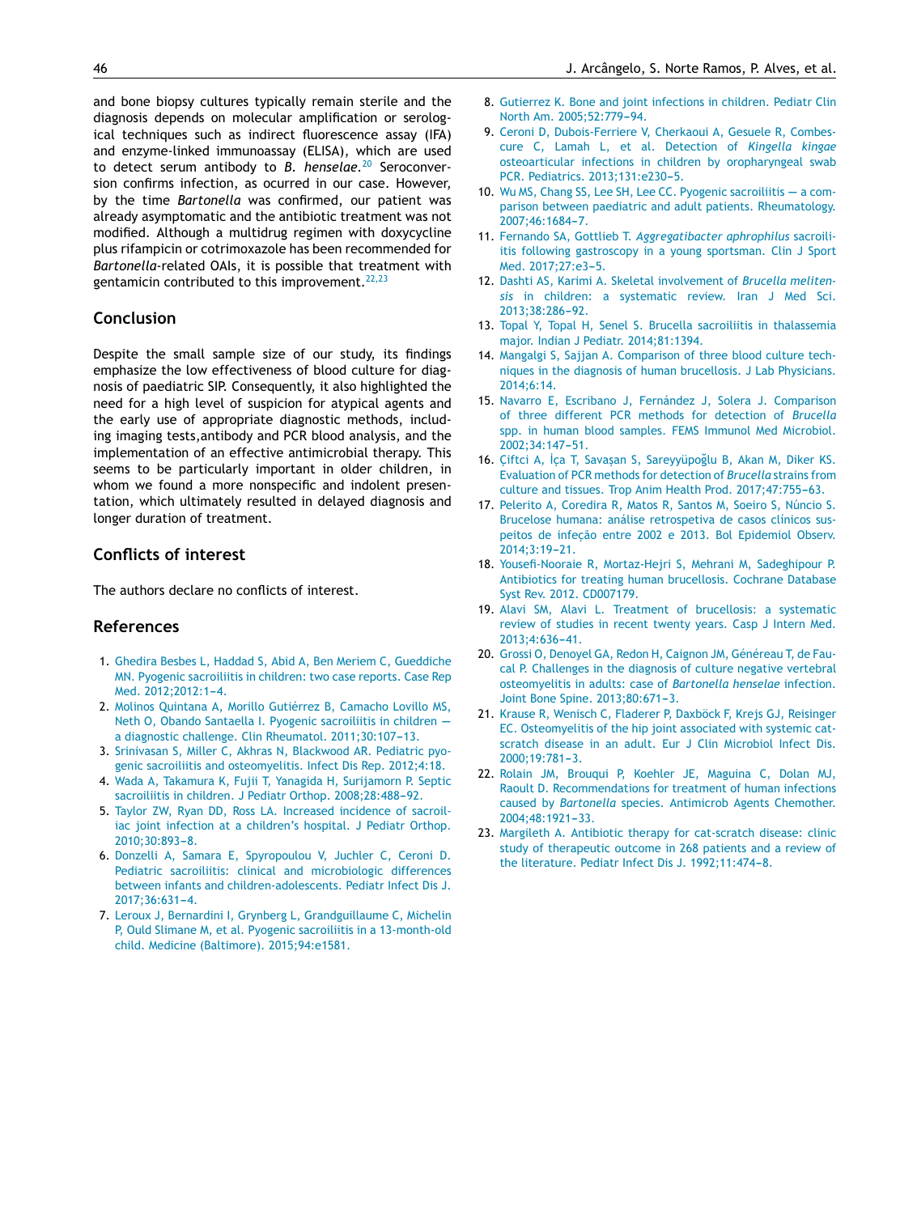and bone biopsy cultures typically remain sterile and the diagnosis depends on molecular amplification or serological techniques such as indirect fluorescence assay (IFA) and enzyme-linked immunoassay (ELISA), which are used to detect serum antibody to *B. henselae*.[20] Seroconversion confirms infection, as ocurred in our case. However, by the time *Bartonella* was confirmed, our patient was already asymptomatic and the antibiotic treatment was not modified. Although a multidrug regimen with doxycycline plus rifampicin or cotrimoxazole has been recommended for *Bartonella*-related OAIs, it is possible that treatment with gentamicin contributed to this improvement.[22,23]

## Conclusion

Despite the small sample size of our study, its findings emphasize the low effectiveness of blood culture for diagnosis of paediatric SIP. Consequently, it also highlighted the need for a high level of suspicion for atypical agents and the early use of appropriate diagnostic methods, including imaging tests,antibody and PCR blood analysis, and the implementation of an effective antimicrobial therapy. This seems to be particularly important in older children, in whom we found a more nonspecific and indolent presentation, which ultimately resulted in delayed diagnosis and longer duration of treatment.

## Conflicts of interest

The authors declare no conflicts of interest.

## References

1. Ghedira Besbes L, Haddad S, Abid A, Ben Meriem C, Gueddiche MN. Pyogenic sacroiliitis in children: two case reports. Case Rep Med. 2012;2012:1–4.
2. Molinos Quintana A, Morillo Gutiérrez B, Camacho Lovillo MS, Neth O, Obando Santaella I. Pyogenic sacroiliitis in children — a diagnostic challenge. Clin Rheumatol. 2011;30:107–13.
3. Srinivasan S, Miller C, Akhras N, Blackwood AR. Pediatric pyogenic sacroiliitis and osteomyelitis. Infect Dis Rep. 2012;4:18.
4. Wada A, Takamura K, Fujii T, Yanagida H, Surijamorn P. Septic sacroiliitis in children. J Pediatr Orthop. 2008;28:488–92.
5. Taylor ZW, Ryan DD, Ross LA. Increased incidence of sacroiliac joint infection at a children's hospital. J Pediatr Orthop. 2010;30:893–8.
6. Donzelli A, Samara E, Spyropoulou V, Juchler C, Ceroni D. Pediatric sacroiliitis: clinical and microbiologic differences between infants and children-adolescents. Pediatr Infect Dis J. 2017;36:631–4.
7. Leroux J, Bernardini I, Grynberg L, Grandguillaume C, Michelin P, Ould Slimane M, et al. Pyogenic sacroiliitis in a 13-month-old child. Medicine (Baltimore). 2015;94:e1581.
8. Gutierrez K. Bone and joint infections in children. Pediatr Clin North Am. 2005;52:779–94.
9. Ceroni D, Dubois-Ferriere V, Cherkaoui A, Gesuele R, Combescure C, Lamah L, et al. Detection of *Kingella kingae* osteoarticular infections in children by oropharyngeal swab PCR. Pediatrics. 2013;131:e230–5.
10. Wu MS, Chang SS, Lee SH, Lee CC. Pyogenic sacroiliitis — a comparison between paediatric and adult patients. Rheumatology. 2007;46:1684–7.
11. Fernando SA, Gottlieb T. *Aggregatibacter aphrophilus* sacroiliitis following gastroscopy in a young sportsman. Clin J Sport Med. 2017;27:e3–5.
12. Dashti AS, Karimi A. Skeletal involvement of *Brucella melitensis* in children: a systematic review. Iran J Med Sci. 2013;38:286–92.
13. Topal Y, Topal H, Senel S. Brucella sacroiliitis in thalassemia major. Indian J Pediatr. 2014;81:1394.
14. Mangalgi S, Sajjan A. Comparison of three blood culture techniques in the diagnosis of human brucellosis. J Lab Physicians. 2014;6:14.
15. Navarro E, Escribano J, Fernández J, Solera J. Comparison of three different PCR methods for detection of *Brucella* spp. in human blood samples. FEMS Immunol Med Microbiol. 2002;34:147–51.
16. Çiftci A, İça T, Savaşan S, Sareyyüpoğlu B, Akan M, Diker KS. Evaluation of PCR methods for detection of *Brucella* strains from culture and tissues. Trop Anim Health Prod. 2017;47:755–63.
17. Pelerito A, Coredira R, Matos R, Santos M, Soeiro S, Núncio S. Brucelose humana: análise retrospetiva de casos clínicos suspeitos de infeção entre 2002 e 2013. Bol Epidemiol Observ. 2014;3:19–21.
18. Yousefi-Nooraie R, Mortaz-Hejri S, Mehrani M, Sadeghipour P. Antibiotics for treating human brucellosis. Cochrane Database Syst Rev. 2012. CD007179.
19. Alavi SM, Alavi L. Treatment of brucellosis: a systematic review of studies in recent twenty years. Casp J Intern Med. 2013;4:636–41.
20. Grossi O, Denoyel GA, Redon H, Caignon JM, Généreau T, de Faucal P. Challenges in the diagnosis of culture negative vertebral osteomyelitis in adults: case of *Bartonella henselae* infection. Joint Bone Spine. 2013;80:671–3.
21. Krause R, Wenisch C, Fladerer P, Daxböck F, Krejs GJ, Reisinger EC. Osteomyelitis of the hip joint associated with systemic cat-scratch disease in an adult. Eur J Clin Microbiol Infect Dis. 2000;19:781–3.
22. Rolain JM, Brouqui P, Koehler JE, Maguina C, Dolan MJ, Raoult D. Recommendations for treatment of human infections caused by *Bartonella* species. Antimicrob Agents Chemother. 2004;48:1921–33.
23. Margileth A. Antibiotic therapy for cat-scratch disease: clinic study of therapeutic outcome in 268 patients and a review of the literature. Pediatr Infect Dis J. 1992;11:474–8.